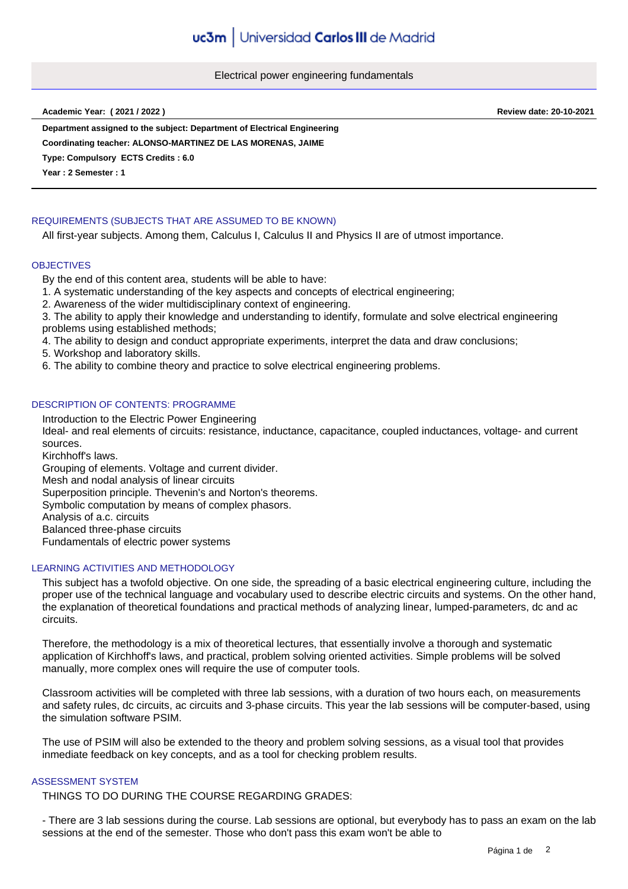# Electrical power engineering fundamentals

**Academic Year: ( 2021 / 2022 )** **Review date: 20-10-2021**

**Department assigned to the subject: Department of Electrical Engineering**

**Coordinating teacher: ALONSO-MARTINEZ DE LAS MORENAS, JAIME**

**Type: Compulsory ECTS Credits : 6.0**

**Year : 2 Semester : 1**

## REQUIREMENTS (SUBJECTS THAT ARE ASSUMED TO BE KNOWN)

All first-year subjects. Among them, Calculus I, Calculus II and Physics II are of utmost importance.

## OBJECTIVES

By the end of this content area, students will be able to have:

1. A systematic understanding of the key aspects and concepts of electrical engineering;
2. Awareness of the wider multidisciplinary context of engineering.
3. The ability to apply their knowledge and understanding to identify, formulate and solve electrical engineering problems using established methods;
4. The ability to design and conduct appropriate experiments, interpret the data and draw conclusions;
5. Workshop and laboratory skills.
6. The ability to combine theory and practice to solve electrical engineering problems.

## DESCRIPTION OF CONTENTS: PROGRAMME

Introduction to the Electric Power Engineering
Ideal- and real elements of circuits: resistance, inductance, capacitance, coupled inductances, voltage- and current sources.
Kirchhoff's laws.
Grouping of elements. Voltage and current divider.
Mesh and nodal analysis of linear circuits
Superposition principle. Thevenin's and Norton's theorems.
Symbolic computation by means of complex phasors.
Analysis of a.c. circuits
Balanced three-phase circuits
Fundamentals of electric power systems

## LEARNING ACTIVITIES AND METHODOLOGY

This subject has a twofold objective. On one side, the spreading of a basic electrical engineering culture, including the proper use of the technical language and vocabulary used to describe electric circuits and systems. On the other hand, the explanation of theoretical foundations and practical methods of analyzing linear, lumped-parameters, dc and ac circuits.

Therefore, the methodology is a mix of theoretical lectures, that essentially involve a thorough and systematic application of Kirchhoff's laws, and practical, problem solving oriented activities. Simple problems will be solved manually, more complex ones will require the use of computer tools.

Classroom activities will be completed with three lab sessions, with a duration of two hours each, on measurements and safety rules, dc circuits, ac circuits and 3-phase circuits. This year the lab sessions will be computer-based, using the simulation software PSIM.

The use of PSIM will also be extended to the theory and problem solving sessions, as a visual tool that provides inmediate feedback on key concepts, and as a tool for checking problem results.

## ASSESSMENT SYSTEM

THINGS TO DO DURING THE COURSE REGARDING GRADES:

- There are 3 lab sessions during the course. Lab sessions are optional, but everybody has to pass an exam on the lab sessions at the end of the semester. Those who don't pass this exam won't be able to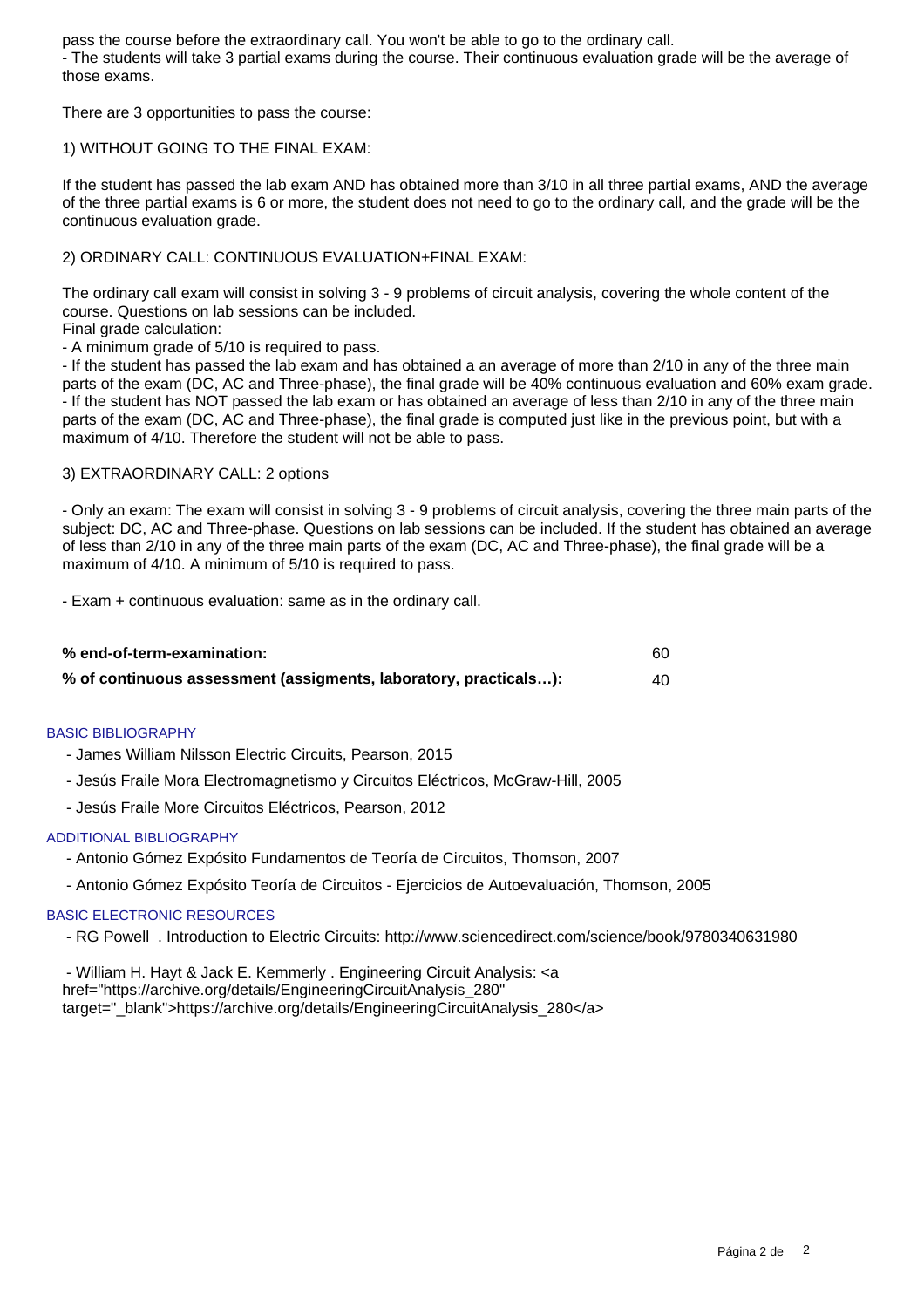pass the course before the extraordinary call. You won't be able to go to the ordinary call.
- The students will take 3 partial exams during the course. Their continuous evaluation grade will be the average of those exams.

There are 3 opportunities to pass the course:

1) WITHOUT GOING TO THE FINAL EXAM:

If the student has passed the lab exam AND has obtained more than 3/10 in all three partial exams, AND the average of the three partial exams is 6 or more, the student does not need to go to the ordinary call, and the grade will be the continuous evaluation grade.

2) ORDINARY CALL: CONTINUOUS EVALUATION+FINAL EXAM:

The ordinary call exam will consist in solving 3 - 9 problems of circuit analysis, covering the whole content of the course. Questions on lab sessions can be included.
Final grade calculation:
- A minimum grade of 5/10 is required to pass.
- If the student has passed the lab exam and has obtained a an average of more than 2/10 in any of the three main parts of the exam (DC, AC and Three-phase), the final grade will be 40% continuous evaluation and 60% exam grade.
- If the student has NOT passed the lab exam or has obtained an average of less than 2/10 in any of the three main parts of the exam (DC, AC and Three-phase), the final grade is computed just like in the previous point, but with a maximum of 4/10. Therefore the student will not be able to pass.

3) EXTRAORDINARY CALL: 2 options

- Only an exam: The exam will consist in solving 3 - 9 problems of circuit analysis, covering the three main parts of the subject: DC, AC and Three-phase. Questions on lab sessions can be included. If the student has obtained an average of less than 2/10 in any of the three main parts of the exam (DC, AC and Three-phase), the final grade will be a maximum of 4/10. A minimum of 5/10 is required to pass.

- Exam + continuous evaluation: same as in the ordinary call.

| | |
|---|---|
| **% end-of-term-examination:** | 60 |
| **% of continuous assessment (assigments, laboratory, practicals…):** | 40 |

## BASIC BIBLIOGRAPHY

- James William Nilsson Electric Circuits, Pearson, 2015
- Jesús Fraile Mora Electromagnetismo y Circuitos Eléctricos, McGraw-Hill, 2005
- Jesús Fraile More Circuitos Eléctricos, Pearson, 2012

## ADDITIONAL BIBLIOGRAPHY

- Antonio Gómez Expósito Fundamentos de Teoría de Circuitos, Thomson, 2007
- Antonio Gómez Expósito Teoría de Circuitos - Ejercicios de Autoevaluación, Thomson, 2005

## BASIC ELECTRONIC RESOURCES

- RG Powell . Introduction to Electric Circuits: http://www.sciencedirect.com/science/book/9780340631980
- William H. Hayt & Jack E. Kemmerly . Engineering Circuit Analysis: <a href="https://archive.org/details/EngineeringCircuitAnalysis_280" target="_blank">https://archive.org/details/EngineeringCircuitAnalysis_280</a>